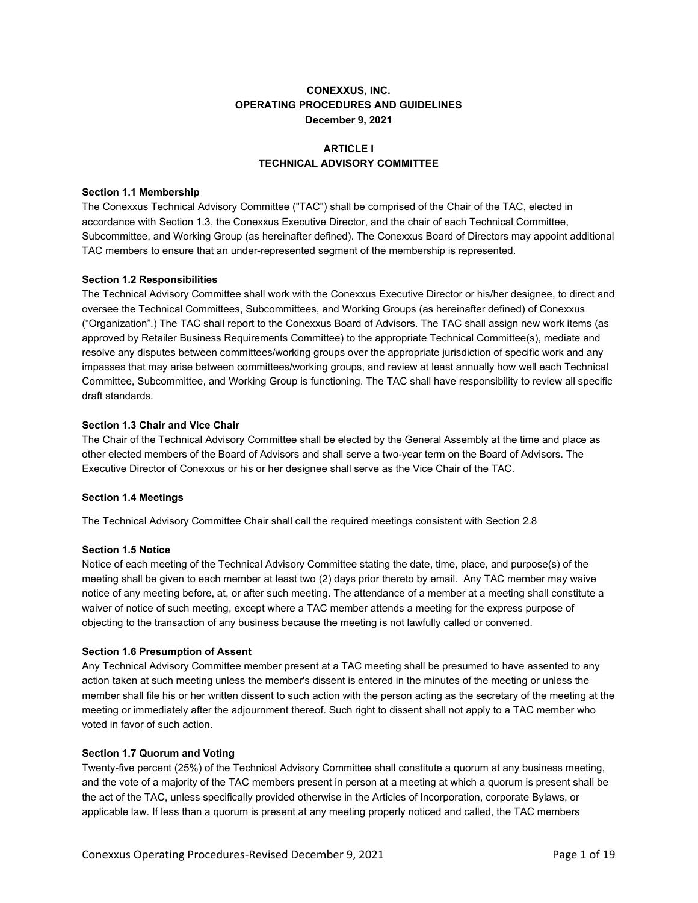# CONEXXUS, INC.
# OPERATING PROCEDURES AND GUIDELINES
**December 9, 2021**

## ARTICLE I
## TECHNICAL ADVISORY COMMITTEE

### Section 1.1 Membership

The Conexxus Technical Advisory Committee ("TAC") shall be comprised of the Chair of the TAC, elected in accordance with Section 1.3, the Conexxus Executive Director, and the chair of each Technical Committee, Subcommittee, and Working Group (as hereinafter defined). The Conexxus Board of Directors may appoint additional TAC members to ensure that an under-represented segment of the membership is represented.

### Section 1.2 Responsibilities

The Technical Advisory Committee shall work with the Conexxus Executive Director or his/her designee, to direct and oversee the Technical Committees, Subcommittees, and Working Groups (as hereinafter defined) of Conexxus ("Organization".) The TAC shall report to the Conexxus Board of Advisors. The TAC shall assign new work items (as approved by Retailer Business Requirements Committee) to the appropriate Technical Committee(s), mediate and resolve any disputes between committees/working groups over the appropriate jurisdiction of specific work and any impasses that may arise between committees/working groups, and review at least annually how well each Technical Committee, Subcommittee, and Working Group is functioning. The TAC shall have responsibility to review all specific draft standards.

### Section 1.3 Chair and Vice Chair

The Chair of the Technical Advisory Committee shall be elected by the General Assembly at the time and place as other elected members of the Board of Advisors and shall serve a two-year term on the Board of Advisors. The Executive Director of Conexxus or his or her designee shall serve as the Vice Chair of the TAC.

### Section 1.4 Meetings

The Technical Advisory Committee Chair shall call the required meetings consistent with Section 2.8

### Section 1.5 Notice

Notice of each meeting of the Technical Advisory Committee stating the date, time, place, and purpose(s) of the meeting shall be given to each member at least two (2) days prior thereto by email. Any TAC member may waive notice of any meeting before, at, or after such meeting. The attendance of a member at a meeting shall constitute a waiver of notice of such meeting, except where a TAC member attends a meeting for the express purpose of objecting to the transaction of any business because the meeting is not lawfully called or convened.

### Section 1.6 Presumption of Assent

Any Technical Advisory Committee member present at a TAC meeting shall be presumed to have assented to any action taken at such meeting unless the member's dissent is entered in the minutes of the meeting or unless the member shall file his or her written dissent to such action with the person acting as the secretary of the meeting at the meeting or immediately after the adjournment thereof. Such right to dissent shall not apply to a TAC member who voted in favor of such action.

### Section 1.7 Quorum and Voting

Twenty-five percent (25%) of the Technical Advisory Committee shall constitute a quorum at any business meeting, and the vote of a majority of the TAC members present in person at a meeting at which a quorum is present shall be the act of the TAC, unless specifically provided otherwise in the Articles of Incorporation, corporate Bylaws, or applicable law. If less than a quorum is present at any meeting properly noticed and called, the TAC members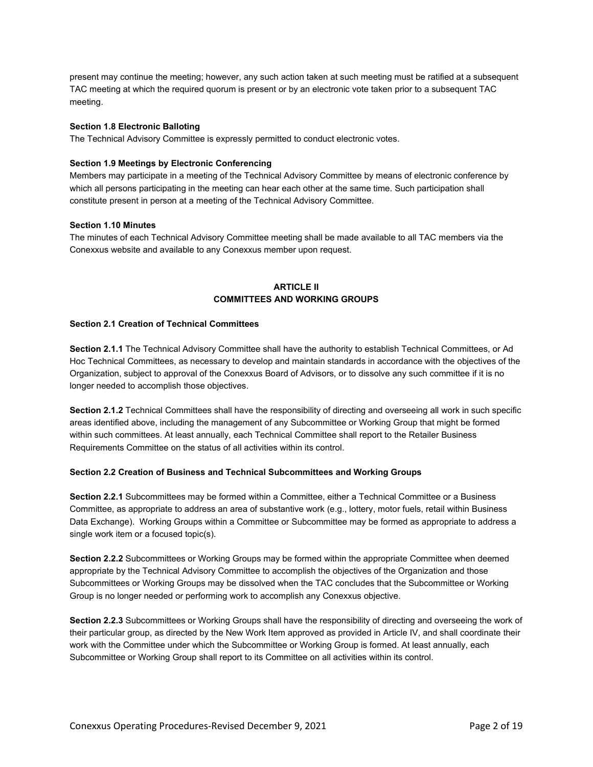present may continue the meeting; however, any such action taken at such meeting must be ratified at a subsequent TAC meeting at which the required quorum is present or by an electronic vote taken prior to a subsequent TAC meeting.

**Section 1.8 Electronic Balloting**

The Technical Advisory Committee is expressly permitted to conduct electronic votes.

**Section 1.9 Meetings by Electronic Conferencing**

Members may participate in a meeting of the Technical Advisory Committee by means of electronic conference by which all persons participating in the meeting can hear each other at the same time. Such participation shall constitute present in person at a meeting of the Technical Advisory Committee.

**Section 1.10 Minutes**

The minutes of each Technical Advisory Committee meeting shall be made available to all TAC members via the Conexxus website and available to any Conexxus member upon request.

## ARTICLE II
## COMMITTEES AND WORKING GROUPS

**Section 2.1 Creation of Technical Committees**

**Section 2.1.1** The Technical Advisory Committee shall have the authority to establish Technical Committees, or Ad Hoc Technical Committees, as necessary to develop and maintain standards in accordance with the objectives of the Organization, subject to approval of the Conexxus Board of Advisors, or to dissolve any such committee if it is no longer needed to accomplish those objectives.

**Section 2.1.2** Technical Committees shall have the responsibility of directing and overseeing all work in such specific areas identified above, including the management of any Subcommittee or Working Group that might be formed within such committees. At least annually, each Technical Committee shall report to the Retailer Business Requirements Committee on the status of all activities within its control.

**Section 2.2 Creation of Business and Technical Subcommittees and Working Groups**

**Section 2.2.1** Subcommittees may be formed within a Committee, either a Technical Committee or a Business Committee, as appropriate to address an area of substantive work (e.g., lottery, motor fuels, retail within Business Data Exchange). Working Groups within a Committee or Subcommittee may be formed as appropriate to address a single work item or a focused topic(s).

**Section 2.2.2** Subcommittees or Working Groups may be formed within the appropriate Committee when deemed appropriate by the Technical Advisory Committee to accomplish the objectives of the Organization and those Subcommittees or Working Groups may be dissolved when the TAC concludes that the Subcommittee or Working Group is no longer needed or performing work to accomplish any Conexxus objective.

**Section 2.2.3** Subcommittees or Working Groups shall have the responsibility of directing and overseeing the work of their particular group, as directed by the New Work Item approved as provided in Article IV, and shall coordinate their work with the Committee under which the Subcommittee or Working Group is formed. At least annually, each Subcommittee or Working Group shall report to its Committee on all activities within its control.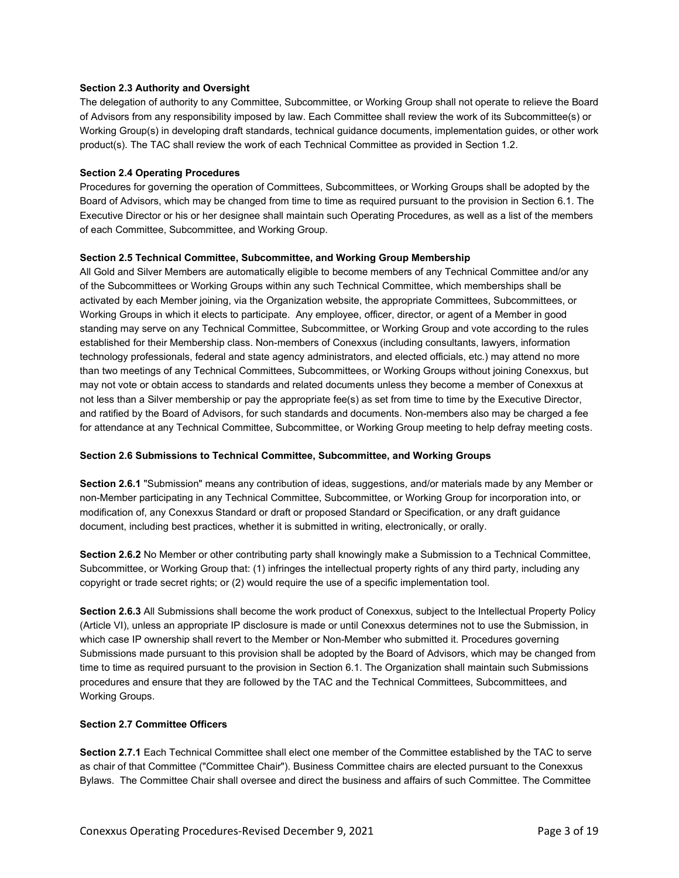**Section 2.3 Authority and Oversight**

The delegation of authority to any Committee, Subcommittee, or Working Group shall not operate to relieve the Board of Advisors from any responsibility imposed by law. Each Committee shall review the work of its Subcommittee(s) or Working Group(s) in developing draft standards, technical guidance documents, implementation guides, or other work product(s). The TAC shall review the work of each Technical Committee as provided in Section 1.2.

**Section 2.4 Operating Procedures**

Procedures for governing the operation of Committees, Subcommittees, or Working Groups shall be adopted by the Board of Advisors, which may be changed from time to time as required pursuant to the provision in Section 6.1. The Executive Director or his or her designee shall maintain such Operating Procedures, as well as a list of the members of each Committee, Subcommittee, and Working Group.

**Section 2.5 Technical Committee, Subcommittee, and Working Group Membership**

All Gold and Silver Members are automatically eligible to become members of any Technical Committee and/or any of the Subcommittees or Working Groups within any such Technical Committee, which memberships shall be activated by each Member joining, via the Organization website, the appropriate Committees, Subcommittees, or Working Groups in which it elects to participate. Any employee, officer, director, or agent of a Member in good standing may serve on any Technical Committee, Subcommittee, or Working Group and vote according to the rules established for their Membership class. Non-members of Conexxus (including consultants, lawyers, information technology professionals, federal and state agency administrators, and elected officials, etc.) may attend no more than two meetings of any Technical Committees, Subcommittees, or Working Groups without joining Conexxus, but may not vote or obtain access to standards and related documents unless they become a member of Conexxus at not less than a Silver membership or pay the appropriate fee(s) as set from time to time by the Executive Director, and ratified by the Board of Advisors, for such standards and documents. Non-members also may be charged a fee for attendance at any Technical Committee, Subcommittee, or Working Group meeting to help defray meeting costs.

**Section 2.6 Submissions to Technical Committee, Subcommittee, and Working Groups**

**Section 2.6.1** "Submission" means any contribution of ideas, suggestions, and/or materials made by any Member or non-Member participating in any Technical Committee, Subcommittee, or Working Group for incorporation into, or modification of, any Conexxus Standard or draft or proposed Standard or Specification, or any draft guidance document, including best practices, whether it is submitted in writing, electronically, or orally.

**Section 2.6.2** No Member or other contributing party shall knowingly make a Submission to a Technical Committee, Subcommittee, or Working Group that: (1) infringes the intellectual property rights of any third party, including any copyright or trade secret rights; or (2) would require the use of a specific implementation tool.

**Section 2.6.3** All Submissions shall become the work product of Conexxus, subject to the Intellectual Property Policy (Article VI), unless an appropriate IP disclosure is made or until Conexxus determines not to use the Submission, in which case IP ownership shall revert to the Member or Non-Member who submitted it. Procedures governing Submissions made pursuant to this provision shall be adopted by the Board of Advisors, which may be changed from time to time as required pursuant to the provision in Section 6.1. The Organization shall maintain such Submissions procedures and ensure that they are followed by the TAC and the Technical Committees, Subcommittees, and Working Groups.

**Section 2.7 Committee Officers**

**Section 2.7.1** Each Technical Committee shall elect one member of the Committee established by the TAC to serve as chair of that Committee ("Committee Chair"). Business Committee chairs are elected pursuant to the Conexxus Bylaws. The Committee Chair shall oversee and direct the business and affairs of such Committee. The Committee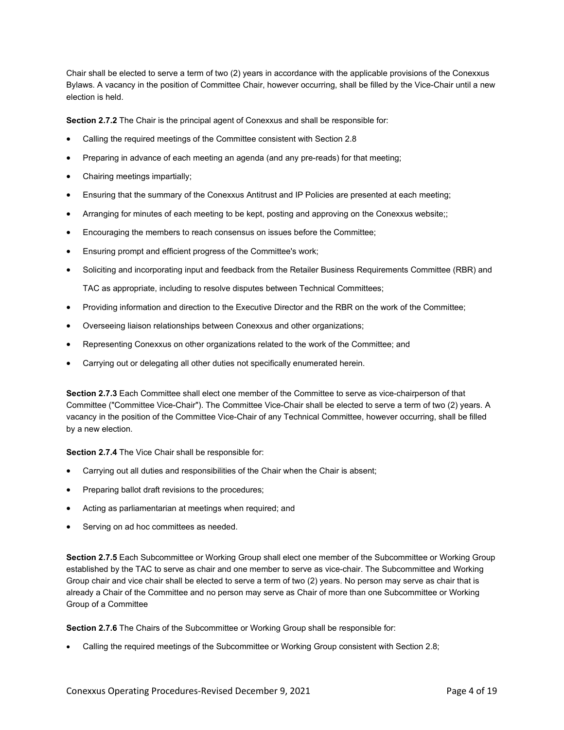Chair shall be elected to serve a term of two (2) years in accordance with the applicable provisions of the Conexxus Bylaws. A vacancy in the position of Committee Chair, however occurring, shall be filled by the Vice-Chair until a new election is held.

**Section 2.7.2** The Chair is the principal agent of Conexxus and shall be responsible for:

- Calling the required meetings of the Committee consistent with Section 2.8
- Preparing in advance of each meeting an agenda (and any pre-reads) for that meeting;
- Chairing meetings impartially;
- Ensuring that the summary of the Conexxus Antitrust and IP Policies are presented at each meeting;
- Arranging for minutes of each meeting to be kept, posting and approving on the Conexxus website;;
- Encouraging the members to reach consensus on issues before the Committee;
- Ensuring prompt and efficient progress of the Committee's work;
- Soliciting and incorporating input and feedback from the Retailer Business Requirements Committee (RBR) and TAC as appropriate, including to resolve disputes between Technical Committees;
- Providing information and direction to the Executive Director and the RBR on the work of the Committee;
- Overseeing liaison relationships between Conexxus and other organizations;
- Representing Conexxus on other organizations related to the work of the Committee; and
- Carrying out or delegating all other duties not specifically enumerated herein.

**Section 2.7.3** Each Committee shall elect one member of the Committee to serve as vice-chairperson of that Committee ("Committee Vice-Chair"). The Committee Vice-Chair shall be elected to serve a term of two (2) years. A vacancy in the position of the Committee Vice-Chair of any Technical Committee, however occurring, shall be filled by a new election.

**Section 2.7.4** The Vice Chair shall be responsible for:

- Carrying out all duties and responsibilities of the Chair when the Chair is absent;
- Preparing ballot draft revisions to the procedures;
- Acting as parliamentarian at meetings when required; and
- Serving on ad hoc committees as needed.

**Section 2.7.5** Each Subcommittee or Working Group shall elect one member of the Subcommittee or Working Group established by the TAC to serve as chair and one member to serve as vice-chair. The Subcommittee and Working Group chair and vice chair shall be elected to serve a term of two (2) years. No person may serve as chair that is already a Chair of the Committee and no person may serve as Chair of more than one Subcommittee or Working Group of a Committee

**Section 2.7.6** The Chairs of the Subcommittee or Working Group shall be responsible for:

- Calling the required meetings of the Subcommittee or Working Group consistent with Section 2.8;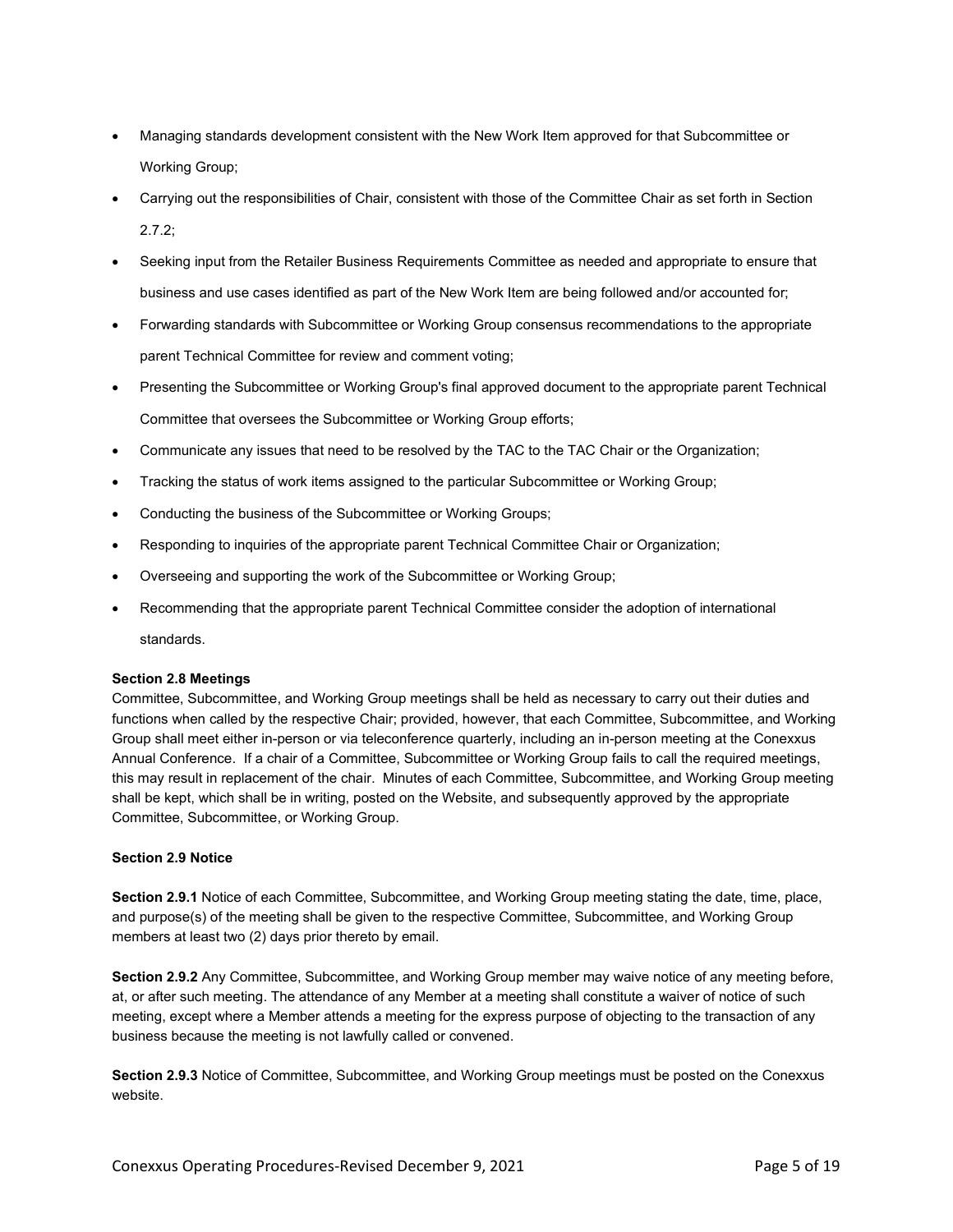- Managing standards development consistent with the New Work Item approved for that Subcommittee or Working Group;
- Carrying out the responsibilities of Chair, consistent with those of the Committee Chair as set forth in Section 2.7.2;
- Seeking input from the Retailer Business Requirements Committee as needed and appropriate to ensure that business and use cases identified as part of the New Work Item are being followed and/or accounted for;
- Forwarding standards with Subcommittee or Working Group consensus recommendations to the appropriate parent Technical Committee for review and comment voting;
- Presenting the Subcommittee or Working Group's final approved document to the appropriate parent Technical Committee that oversees the Subcommittee or Working Group efforts;
- Communicate any issues that need to be resolved by the TAC to the TAC Chair or the Organization;
- Tracking the status of work items assigned to the particular Subcommittee or Working Group;
- Conducting the business of the Subcommittee or Working Groups;
- Responding to inquiries of the appropriate parent Technical Committee Chair or Organization;
- Overseeing and supporting the work of the Subcommittee or Working Group;
- Recommending that the appropriate parent Technical Committee consider the adoption of international standards.

**Section 2.8 Meetings**

Committee, Subcommittee, and Working Group meetings shall be held as necessary to carry out their duties and functions when called by the respective Chair; provided, however, that each Committee, Subcommittee, and Working Group shall meet either in-person or via teleconference quarterly, including an in-person meeting at the Conexxus Annual Conference. If a chair of a Committee, Subcommittee or Working Group fails to call the required meetings, this may result in replacement of the chair. Minutes of each Committee, Subcommittee, and Working Group meeting shall be kept, which shall be in writing, posted on the Website, and subsequently approved by the appropriate Committee, Subcommittee, or Working Group.

**Section 2.9 Notice**

**Section 2.9.1** Notice of each Committee, Subcommittee, and Working Group meeting stating the date, time, place, and purpose(s) of the meeting shall be given to the respective Committee, Subcommittee, and Working Group members at least two (2) days prior thereto by email.

**Section 2.9.2** Any Committee, Subcommittee, and Working Group member may waive notice of any meeting before, at, or after such meeting. The attendance of any Member at a meeting shall constitute a waiver of notice of such meeting, except where a Member attends a meeting for the express purpose of objecting to the transaction of any business because the meeting is not lawfully called or convened.

**Section 2.9.3** Notice of Committee, Subcommittee, and Working Group meetings must be posted on the Conexxus website.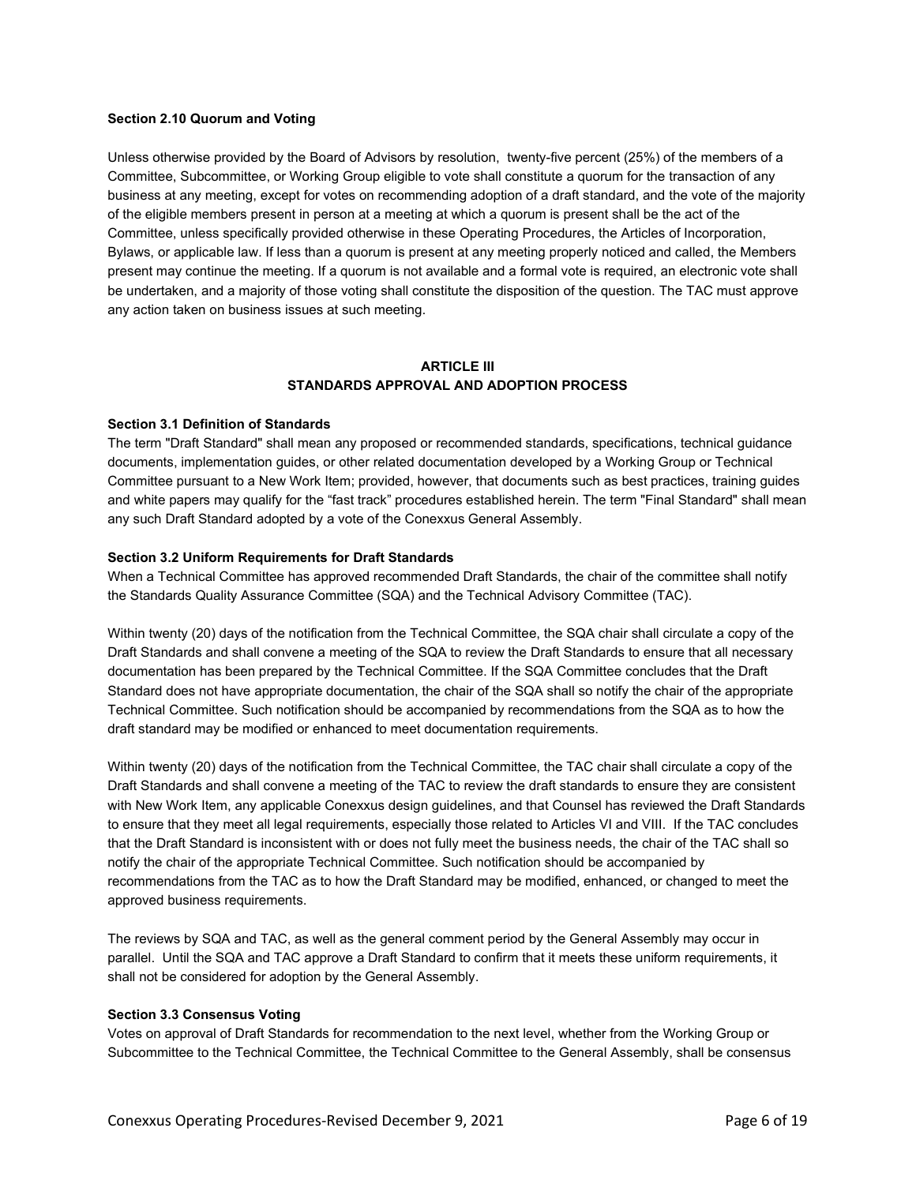**Section 2.10 Quorum and Voting**

Unless otherwise provided by the Board of Advisors by resolution, twenty-five percent (25%) of the members of a Committee, Subcommittee, or Working Group eligible to vote shall constitute a quorum for the transaction of any business at any meeting, except for votes on recommending adoption of a draft standard, and the vote of the majority of the eligible members present in person at a meeting at which a quorum is present shall be the act of the Committee, unless specifically provided otherwise in these Operating Procedures, the Articles of Incorporation, Bylaws, or applicable law. If less than a quorum is present at any meeting properly noticed and called, the Members present may continue the meeting. If a quorum is not available and a formal vote is required, an electronic vote shall be undertaken, and a majority of those voting shall constitute the disposition of the question. The TAC must approve any action taken on business issues at such meeting.

## ARTICLE III
## STANDARDS APPROVAL AND ADOPTION PROCESS

**Section 3.1 Definition of Standards**

The term "Draft Standard" shall mean any proposed or recommended standards, specifications, technical guidance documents, implementation guides, or other related documentation developed by a Working Group or Technical Committee pursuant to a New Work Item; provided, however, that documents such as best practices, training guides and white papers may qualify for the "fast track" procedures established herein. The term "Final Standard" shall mean any such Draft Standard adopted by a vote of the Conexxus General Assembly.

**Section 3.2 Uniform Requirements for Draft Standards**

When a Technical Committee has approved recommended Draft Standards, the chair of the committee shall notify the Standards Quality Assurance Committee (SQA) and the Technical Advisory Committee (TAC).

Within twenty (20) days of the notification from the Technical Committee, the SQA chair shall circulate a copy of the Draft Standards and shall convene a meeting of the SQA to review the Draft Standards to ensure that all necessary documentation has been prepared by the Technical Committee. If the SQA Committee concludes that the Draft Standard does not have appropriate documentation, the chair of the SQA shall so notify the chair of the appropriate Technical Committee. Such notification should be accompanied by recommendations from the SQA as to how the draft standard may be modified or enhanced to meet documentation requirements.

Within twenty (20) days of the notification from the Technical Committee, the TAC chair shall circulate a copy of the Draft Standards and shall convene a meeting of the TAC to review the draft standards to ensure they are consistent with New Work Item, any applicable Conexxus design guidelines, and that Counsel has reviewed the Draft Standards to ensure that they meet all legal requirements, especially those related to Articles VI and VIII. If the TAC concludes that the Draft Standard is inconsistent with or does not fully meet the business needs, the chair of the TAC shall so notify the chair of the appropriate Technical Committee. Such notification should be accompanied by recommendations from the TAC as to how the Draft Standard may be modified, enhanced, or changed to meet the approved business requirements.

The reviews by SQA and TAC, as well as the general comment period by the General Assembly may occur in parallel. Until the SQA and TAC approve a Draft Standard to confirm that it meets these uniform requirements, it shall not be considered for adoption by the General Assembly.

**Section 3.3 Consensus Voting**

Votes on approval of Draft Standards for recommendation to the next level, whether from the Working Group or Subcommittee to the Technical Committee, the Technical Committee to the General Assembly, shall be consensus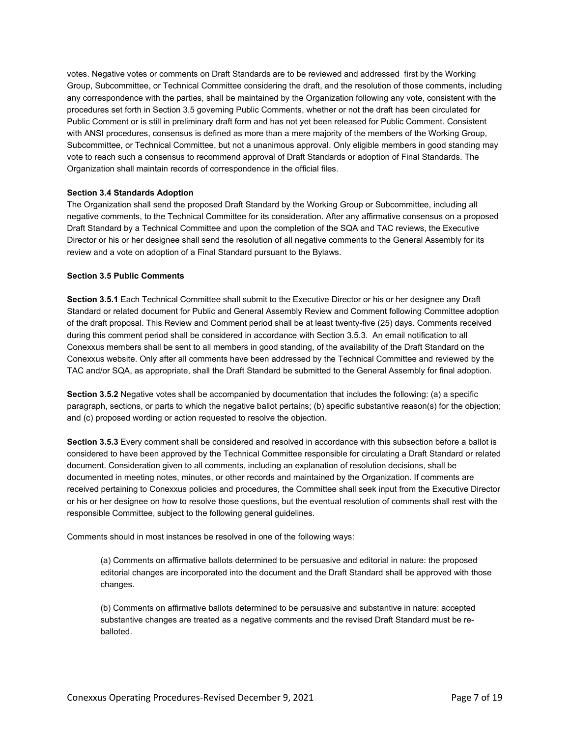votes. Negative votes or comments on Draft Standards are to be reviewed and addressed first by the Working Group, Subcommittee, or Technical Committee considering the draft, and the resolution of those comments, including any correspondence with the parties, shall be maintained by the Organization following any vote, consistent with the procedures set forth in Section 3.5 governing Public Comments, whether or not the draft has been circulated for Public Comment or is still in preliminary draft form and has not yet been released for Public Comment. Consistent with ANSI procedures, consensus is defined as more than a mere majority of the members of the Working Group, Subcommittee, or Technical Committee, but not a unanimous approval. Only eligible members in good standing may vote to reach such a consensus to recommend approval of Draft Standards or adoption of Final Standards. The Organization shall maintain records of correspondence in the official files.

**Section 3.4 Standards Adoption**

The Organization shall send the proposed Draft Standard by the Working Group or Subcommittee, including all negative comments, to the Technical Committee for its consideration. After any affirmative consensus on a proposed Draft Standard by a Technical Committee and upon the completion of the SQA and TAC reviews, the Executive Director or his or her designee shall send the resolution of all negative comments to the General Assembly for its review and a vote on adoption of a Final Standard pursuant to the Bylaws.

**Section 3.5 Public Comments**

**Section 3.5.1** Each Technical Committee shall submit to the Executive Director or his or her designee any Draft Standard or related document for Public and General Assembly Review and Comment following Committee adoption of the draft proposal. This Review and Comment period shall be at least twenty-five (25) days. Comments received during this comment period shall be considered in accordance with Section 3.5.3. An email notification to all Conexxus members shall be sent to all members in good standing, of the availability of the Draft Standard on the Conexxus website. Only after all comments have been addressed by the Technical Committee and reviewed by the TAC and/or SQA, as appropriate, shall the Draft Standard be submitted to the General Assembly for final adoption.

**Section 3.5.2** Negative votes shall be accompanied by documentation that includes the following: (a) a specific paragraph, sections, or parts to which the negative ballot pertains; (b) specific substantive reason(s) for the objection; and (c) proposed wording or action requested to resolve the objection.

**Section 3.5.3** Every comment shall be considered and resolved in accordance with this subsection before a ballot is considered to have been approved by the Technical Committee responsible for circulating a Draft Standard or related document. Consideration given to all comments, including an explanation of resolution decisions, shall be documented in meeting notes, minutes, or other records and maintained by the Organization. If comments are received pertaining to Conexxus policies and procedures, the Committee shall seek input from the Executive Director or his or her designee on how to resolve those questions, but the eventual resolution of comments shall rest with the responsible Committee, subject to the following general guidelines.

Comments should in most instances be resolved in one of the following ways:

> (a) Comments on affirmative ballots determined to be persuasive and editorial in nature: the proposed editorial changes are incorporated into the document and the Draft Standard shall be approved with those changes.
>
> (b) Comments on affirmative ballots determined to be persuasive and substantive in nature: accepted substantive changes are treated as a negative comments and the revised Draft Standard must be re-balloted.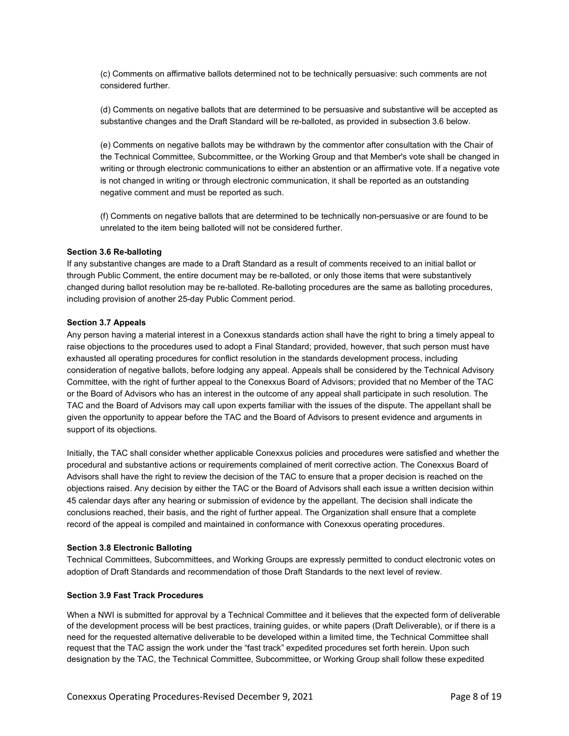(c) Comments on affirmative ballots determined not to be technically persuasive: such comments are not considered further.

(d) Comments on negative ballots that are determined to be persuasive and substantive will be accepted as substantive changes and the Draft Standard will be re-balloted, as provided in subsection 3.6 below.

(e) Comments on negative ballots may be withdrawn by the commentor after consultation with the Chair of the Technical Committee, Subcommittee, or the Working Group and that Member's vote shall be changed in writing or through electronic communications to either an abstention or an affirmative vote. If a negative vote is not changed in writing or through electronic communication, it shall be reported as an outstanding negative comment and must be reported as such.

(f) Comments on negative ballots that are determined to be technically non-persuasive or are found to be unrelated to the item being balloted will not be considered further.

**Section 3.6 Re-balloting**

If any substantive changes are made to a Draft Standard as a result of comments received to an initial ballot or through Public Comment, the entire document may be re-balloted, or only those items that were substantively changed during ballot resolution may be re-balloted. Re-balloting procedures are the same as balloting procedures, including provision of another 25-day Public Comment period.

**Section 3.7 Appeals**

Any person having a material interest in a Conexxus standards action shall have the right to bring a timely appeal to raise objections to the procedures used to adopt a Final Standard; provided, however, that such person must have exhausted all operating procedures for conflict resolution in the standards development process, including consideration of negative ballots, before lodging any appeal. Appeals shall be considered by the Technical Advisory Committee, with the right of further appeal to the Conexxus Board of Advisors; provided that no Member of the TAC or the Board of Advisors who has an interest in the outcome of any appeal shall participate in such resolution. The TAC and the Board of Advisors may call upon experts familiar with the issues of the dispute. The appellant shall be given the opportunity to appear before the TAC and the Board of Advisors to present evidence and arguments in support of its objections.

Initially, the TAC shall consider whether applicable Conexxus policies and procedures were satisfied and whether the procedural and substantive actions or requirements complained of merit corrective action. The Conexxus Board of Advisors shall have the right to review the decision of the TAC to ensure that a proper decision is reached on the objections raised. Any decision by either the TAC or the Board of Advisors shall each issue a written decision within 45 calendar days after any hearing or submission of evidence by the appellant. The decision shall indicate the conclusions reached, their basis, and the right of further appeal. The Organization shall ensure that a complete record of the appeal is compiled and maintained in conformance with Conexxus operating procedures.

**Section 3.8 Electronic Balloting**

Technical Committees, Subcommittees, and Working Groups are expressly permitted to conduct electronic votes on adoption of Draft Standards and recommendation of those Draft Standards to the next level of review.

**Section 3.9 Fast Track Procedures**

When a NWI is submitted for approval by a Technical Committee and it believes that the expected form of deliverable of the development process will be best practices, training guides, or white papers (Draft Deliverable), or if there is a need for the requested alternative deliverable to be developed within a limited time, the Technical Committee shall request that the TAC assign the work under the "fast track" expedited procedures set forth herein. Upon such designation by the TAC, the Technical Committee, Subcommittee, or Working Group shall follow these expedited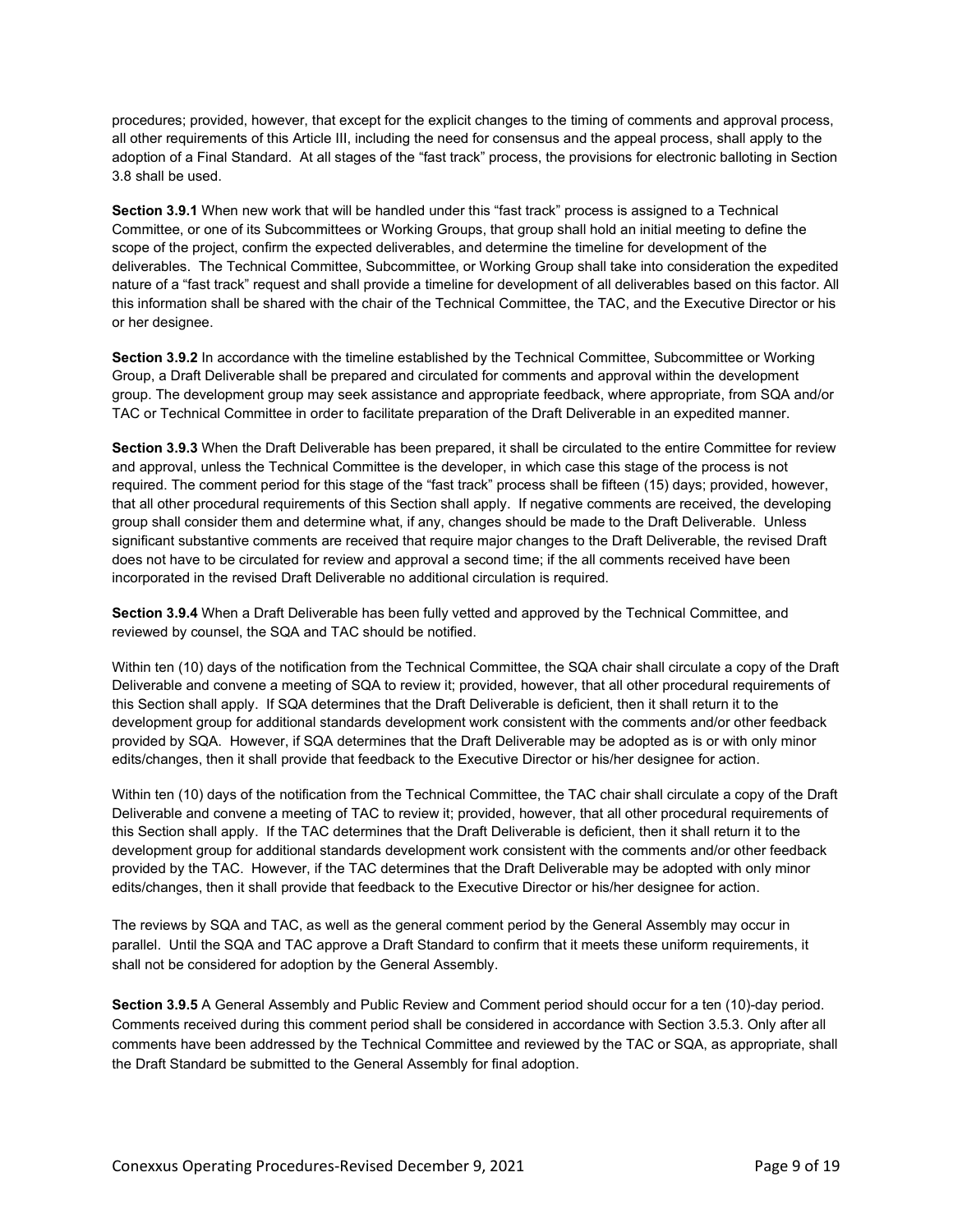procedures; provided, however, that except for the explicit changes to the timing of comments and approval process, all other requirements of this Article III, including the need for consensus and the appeal process, shall apply to the adoption of a Final Standard. At all stages of the "fast track" process, the provisions for electronic balloting in Section 3.8 shall be used.

**Section 3.9.1** When new work that will be handled under this "fast track" process is assigned to a Technical Committee, or one of its Subcommittees or Working Groups, that group shall hold an initial meeting to define the scope of the project, confirm the expected deliverables, and determine the timeline for development of the deliverables. The Technical Committee, Subcommittee, or Working Group shall take into consideration the expedited nature of a "fast track" request and shall provide a timeline for development of all deliverables based on this factor. All this information shall be shared with the chair of the Technical Committee, the TAC, and the Executive Director or his or her designee.

**Section 3.9.2** In accordance with the timeline established by the Technical Committee, Subcommittee or Working Group, a Draft Deliverable shall be prepared and circulated for comments and approval within the development group. The development group may seek assistance and appropriate feedback, where appropriate, from SQA and/or TAC or Technical Committee in order to facilitate preparation of the Draft Deliverable in an expedited manner.

**Section 3.9.3** When the Draft Deliverable has been prepared, it shall be circulated to the entire Committee for review and approval, unless the Technical Committee is the developer, in which case this stage of the process is not required. The comment period for this stage of the "fast track" process shall be fifteen (15) days; provided, however, that all other procedural requirements of this Section shall apply. If negative comments are received, the developing group shall consider them and determine what, if any, changes should be made to the Draft Deliverable. Unless significant substantive comments are received that require major changes to the Draft Deliverable, the revised Draft does not have to be circulated for review and approval a second time; if the all comments received have been incorporated in the revised Draft Deliverable no additional circulation is required.

**Section 3.9.4** When a Draft Deliverable has been fully vetted and approved by the Technical Committee, and reviewed by counsel, the SQA and TAC should be notified.

Within ten (10) days of the notification from the Technical Committee, the SQA chair shall circulate a copy of the Draft Deliverable and convene a meeting of SQA to review it; provided, however, that all other procedural requirements of this Section shall apply. If SQA determines that the Draft Deliverable is deficient, then it shall return it to the development group for additional standards development work consistent with the comments and/or other feedback provided by SQA. However, if SQA determines that the Draft Deliverable may be adopted as is or with only minor edits/changes, then it shall provide that feedback to the Executive Director or his/her designee for action.

Within ten (10) days of the notification from the Technical Committee, the TAC chair shall circulate a copy of the Draft Deliverable and convene a meeting of TAC to review it; provided, however, that all other procedural requirements of this Section shall apply. If the TAC determines that the Draft Deliverable is deficient, then it shall return it to the development group for additional standards development work consistent with the comments and/or other feedback provided by the TAC. However, if the TAC determines that the Draft Deliverable may be adopted with only minor edits/changes, then it shall provide that feedback to the Executive Director or his/her designee for action.

The reviews by SQA and TAC, as well as the general comment period by the General Assembly may occur in parallel. Until the SQA and TAC approve a Draft Standard to confirm that it meets these uniform requirements, it shall not be considered for adoption by the General Assembly.

**Section 3.9.5** A General Assembly and Public Review and Comment period should occur for a ten (10)-day period. Comments received during this comment period shall be considered in accordance with Section 3.5.3. Only after all comments have been addressed by the Technical Committee and reviewed by the TAC or SQA, as appropriate, shall the Draft Standard be submitted to the General Assembly for final adoption.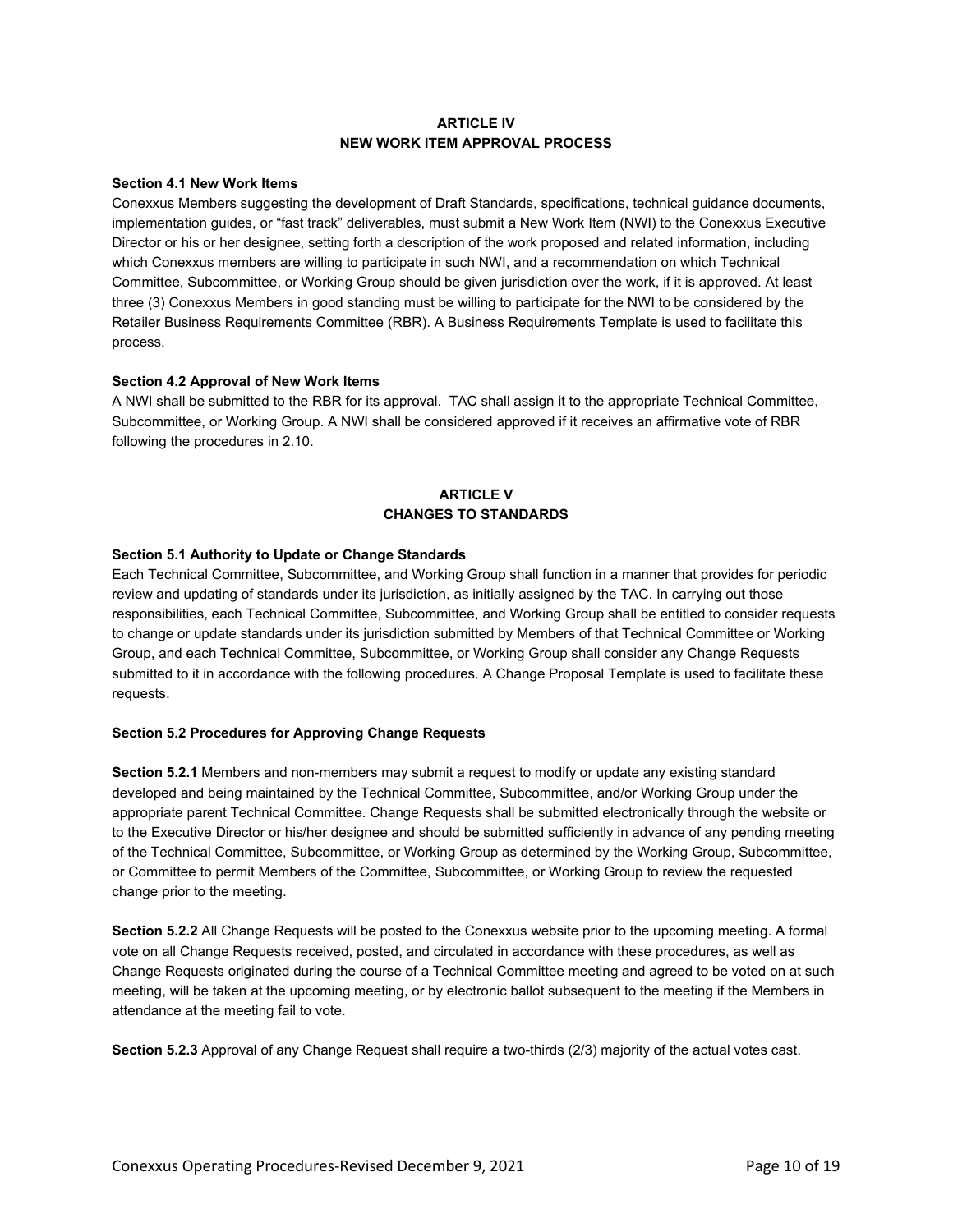## ARTICLE IV
## NEW WORK ITEM APPROVAL PROCESS

**Section 4.1 New Work Items**

Conexxus Members suggesting the development of Draft Standards, specifications, technical guidance documents, implementation guides, or "fast track" deliverables, must submit a New Work Item (NWI) to the Conexxus Executive Director or his or her designee, setting forth a description of the work proposed and related information, including which Conexxus members are willing to participate in such NWI, and a recommendation on which Technical Committee, Subcommittee, or Working Group should be given jurisdiction over the work, if it is approved. At least three (3) Conexxus Members in good standing must be willing to participate for the NWI to be considered by the Retailer Business Requirements Committee (RBR). A Business Requirements Template is used to facilitate this process.

**Section 4.2 Approval of New Work Items**

A NWI shall be submitted to the RBR for its approval. TAC shall assign it to the appropriate Technical Committee, Subcommittee, or Working Group. A NWI shall be considered approved if it receives an affirmative vote of RBR following the procedures in 2.10.

## ARTICLE V
## CHANGES TO STANDARDS

**Section 5.1 Authority to Update or Change Standards**

Each Technical Committee, Subcommittee, and Working Group shall function in a manner that provides for periodic review and updating of standards under its jurisdiction, as initially assigned by the TAC. In carrying out those responsibilities, each Technical Committee, Subcommittee, and Working Group shall be entitled to consider requests to change or update standards under its jurisdiction submitted by Members of that Technical Committee or Working Group, and each Technical Committee, Subcommittee, or Working Group shall consider any Change Requests submitted to it in accordance with the following procedures. A Change Proposal Template is used to facilitate these requests.

**Section 5.2 Procedures for Approving Change Requests**

**Section 5.2.1** Members and non-members may submit a request to modify or update any existing standard developed and being maintained by the Technical Committee, Subcommittee, and/or Working Group under the appropriate parent Technical Committee. Change Requests shall be submitted electronically through the website or to the Executive Director or his/her designee and should be submitted sufficiently in advance of any pending meeting of the Technical Committee, Subcommittee, or Working Group as determined by the Working Group, Subcommittee, or Committee to permit Members of the Committee, Subcommittee, or Working Group to review the requested change prior to the meeting.

**Section 5.2.2** All Change Requests will be posted to the Conexxus website prior to the upcoming meeting. A formal vote on all Change Requests received, posted, and circulated in accordance with these procedures, as well as Change Requests originated during the course of a Technical Committee meeting and agreed to be voted on at such meeting, will be taken at the upcoming meeting, or by electronic ballot subsequent to the meeting if the Members in attendance at the meeting fail to vote.

**Section 5.2.3** Approval of any Change Request shall require a two-thirds (2/3) majority of the actual votes cast.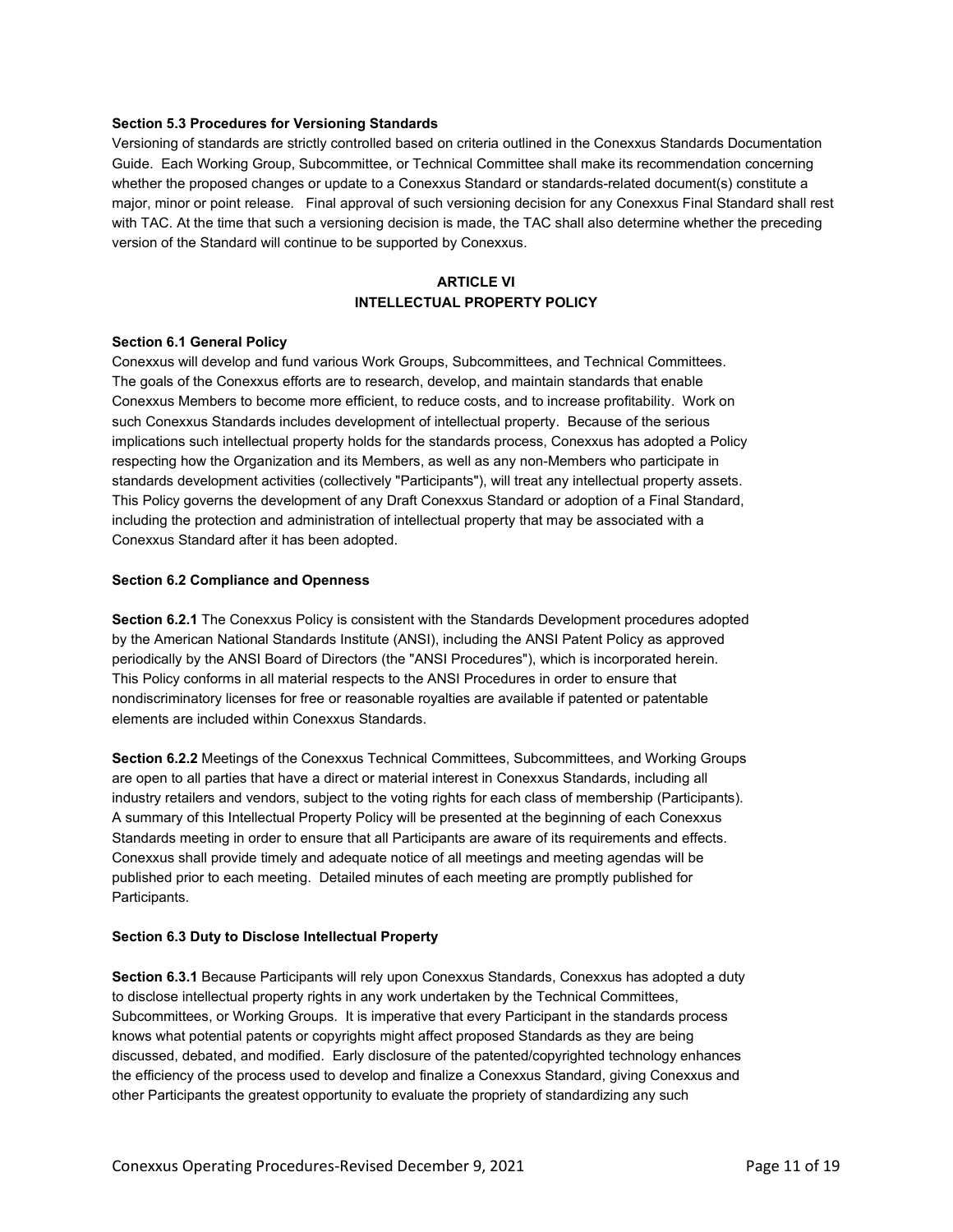**Section 5.3 Procedures for Versioning Standards**

Versioning of standards are strictly controlled based on criteria outlined in the Conexxus Standards Documentation Guide. Each Working Group, Subcommittee, or Technical Committee shall make its recommendation concerning whether the proposed changes or update to a Conexxus Standard or standards-related document(s) constitute a major, minor or point release. Final approval of such versioning decision for any Conexxus Final Standard shall rest with TAC. At the time that such a versioning decision is made, the TAC shall also determine whether the preceding version of the Standard will continue to be supported by Conexxus.

## ARTICLE VI
## INTELLECTUAL PROPERTY POLICY

**Section 6.1 General Policy**

Conexxus will develop and fund various Work Groups, Subcommittees, and Technical Committees. The goals of the Conexxus efforts are to research, develop, and maintain standards that enable Conexxus Members to become more efficient, to reduce costs, and to increase profitability. Work on such Conexxus Standards includes development of intellectual property. Because of the serious implications such intellectual property holds for the standards process, Conexxus has adopted a Policy respecting how the Organization and its Members, as well as any non-Members who participate in standards development activities (collectively "Participants"), will treat any intellectual property assets. This Policy governs the development of any Draft Conexxus Standard or adoption of a Final Standard, including the protection and administration of intellectual property that may be associated with a Conexxus Standard after it has been adopted.

**Section 6.2 Compliance and Openness**

**Section 6.2.1** The Conexxus Policy is consistent with the Standards Development procedures adopted by the American National Standards Institute (ANSI), including the ANSI Patent Policy as approved periodically by the ANSI Board of Directors (the "ANSI Procedures"), which is incorporated herein. This Policy conforms in all material respects to the ANSI Procedures in order to ensure that nondiscriminatory licenses for free or reasonable royalties are available if patented or patentable elements are included within Conexxus Standards.

**Section 6.2.2** Meetings of the Conexxus Technical Committees, Subcommittees, and Working Groups are open to all parties that have a direct or material interest in Conexxus Standards, including all industry retailers and vendors, subject to the voting rights for each class of membership (Participants). A summary of this Intellectual Property Policy will be presented at the beginning of each Conexxus Standards meeting in order to ensure that all Participants are aware of its requirements and effects. Conexxus shall provide timely and adequate notice of all meetings and meeting agendas will be published prior to each meeting. Detailed minutes of each meeting are promptly published for Participants.

**Section 6.3 Duty to Disclose Intellectual Property**

**Section 6.3.1** Because Participants will rely upon Conexxus Standards, Conexxus has adopted a duty to disclose intellectual property rights in any work undertaken by the Technical Committees, Subcommittees, or Working Groups. It is imperative that every Participant in the standards process knows what potential patents or copyrights might affect proposed Standards as they are being discussed, debated, and modified. Early disclosure of the patented/copyrighted technology enhances the efficiency of the process used to develop and finalize a Conexxus Standard, giving Conexxus and other Participants the greatest opportunity to evaluate the propriety of standardizing any such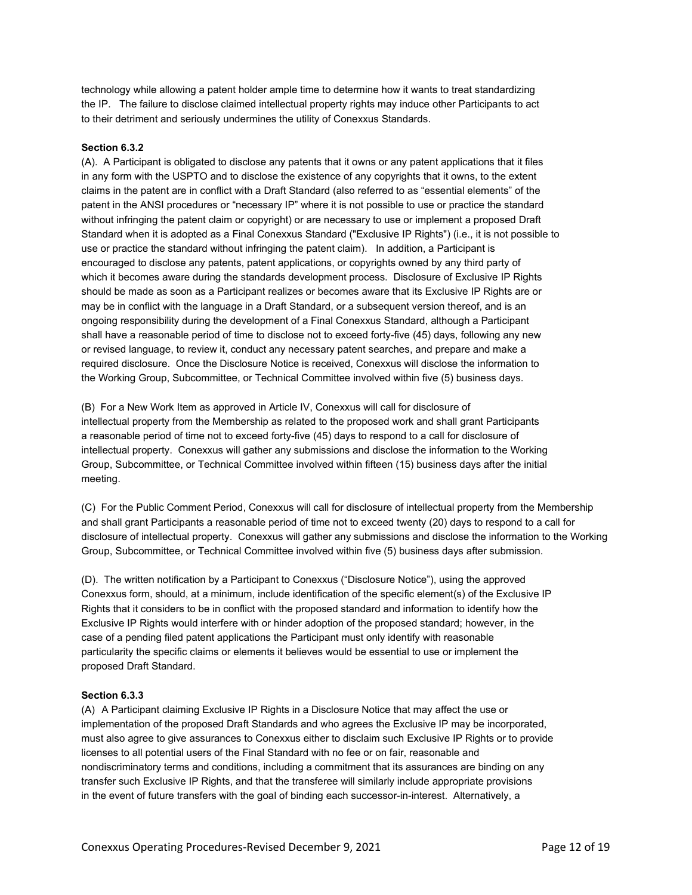technology while allowing a patent holder ample time to determine how it wants to treat standardizing the IP. The failure to disclose claimed intellectual property rights may induce other Participants to act to their detriment and seriously undermines the utility of Conexxus Standards.

**Section 6.3.2**

(A). A Participant is obligated to disclose any patents that it owns or any patent applications that it files in any form with the USPTO and to disclose the existence of any copyrights that it owns, to the extent claims in the patent are in conflict with a Draft Standard (also referred to as "essential elements" of the patent in the ANSI procedures or "necessary IP" where it is not possible to use or practice the standard without infringing the patent claim or copyright) or are necessary to use or implement a proposed Draft Standard when it is adopted as a Final Conexxus Standard ("Exclusive IP Rights") (i.e., it is not possible to use or practice the standard without infringing the patent claim). In addition, a Participant is encouraged to disclose any patents, patent applications, or copyrights owned by any third party of which it becomes aware during the standards development process. Disclosure of Exclusive IP Rights should be made as soon as a Participant realizes or becomes aware that its Exclusive IP Rights are or may be in conflict with the language in a Draft Standard, or a subsequent version thereof, and is an ongoing responsibility during the development of a Final Conexxus Standard, although a Participant shall have a reasonable period of time to disclose not to exceed forty-five (45) days, following any new or revised language, to review it, conduct any necessary patent searches, and prepare and make a required disclosure. Once the Disclosure Notice is received, Conexxus will disclose the information to the Working Group, Subcommittee, or Technical Committee involved within five (5) business days.

(B) For a New Work Item as approved in Article IV, Conexxus will call for disclosure of intellectual property from the Membership as related to the proposed work and shall grant Participants a reasonable period of time not to exceed forty-five (45) days to respond to a call for disclosure of intellectual property. Conexxus will gather any submissions and disclose the information to the Working Group, Subcommittee, or Technical Committee involved within fifteen (15) business days after the initial meeting.

(C) For the Public Comment Period, Conexxus will call for disclosure of intellectual property from the Membership and shall grant Participants a reasonable period of time not to exceed twenty (20) days to respond to a call for disclosure of intellectual property. Conexxus will gather any submissions and disclose the information to the Working Group, Subcommittee, or Technical Committee involved within five (5) business days after submission.

(D). The written notification by a Participant to Conexxus ("Disclosure Notice"), using the approved Conexxus form, should, at a minimum, include identification of the specific element(s) of the Exclusive IP Rights that it considers to be in conflict with the proposed standard and information to identify how the Exclusive IP Rights would interfere with or hinder adoption of the proposed standard; however, in the case of a pending filed patent applications the Participant must only identify with reasonable particularity the specific claims or elements it believes would be essential to use or implement the proposed Draft Standard.

**Section 6.3.3**

(A) A Participant claiming Exclusive IP Rights in a Disclosure Notice that may affect the use or implementation of the proposed Draft Standards and who agrees the Exclusive IP may be incorporated, must also agree to give assurances to Conexxus either to disclaim such Exclusive IP Rights or to provide licenses to all potential users of the Final Standard with no fee or on fair, reasonable and nondiscriminatory terms and conditions, including a commitment that its assurances are binding on any transfer such Exclusive IP Rights, and that the transferee will similarly include appropriate provisions in the event of future transfers with the goal of binding each successor-in-interest. Alternatively, a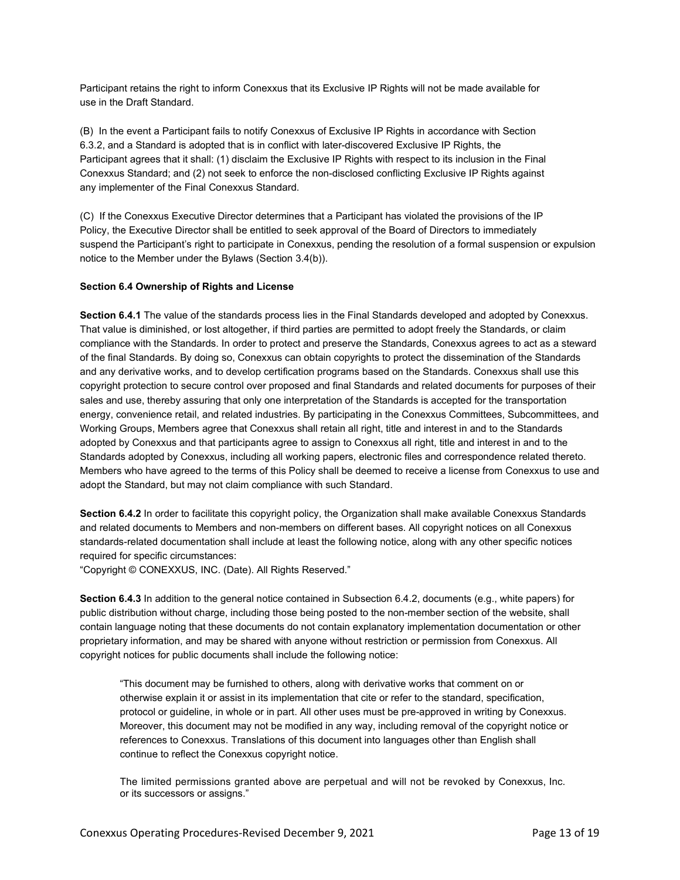Participant retains the right to inform Conexxus that its Exclusive IP Rights will not be made available for use in the Draft Standard.

(B) In the event a Participant fails to notify Conexxus of Exclusive IP Rights in accordance with Section 6.3.2, and a Standard is adopted that is in conflict with later-discovered Exclusive IP Rights, the Participant agrees that it shall: (1) disclaim the Exclusive IP Rights with respect to its inclusion in the Final Conexxus Standard; and (2) not seek to enforce the non-disclosed conflicting Exclusive IP Rights against any implementer of the Final Conexxus Standard.

(C) If the Conexxus Executive Director determines that a Participant has violated the provisions of the IP Policy, the Executive Director shall be entitled to seek approval of the Board of Directors to immediately suspend the Participant's right to participate in Conexxus, pending the resolution of a formal suspension or expulsion notice to the Member under the Bylaws (Section 3.4(b)).

**Section 6.4 Ownership of Rights and License**

**Section 6.4.1** The value of the standards process lies in the Final Standards developed and adopted by Conexxus. That value is diminished, or lost altogether, if third parties are permitted to adopt freely the Standards, or claim compliance with the Standards. In order to protect and preserve the Standards, Conexxus agrees to act as a steward of the final Standards. By doing so, Conexxus can obtain copyrights to protect the dissemination of the Standards and any derivative works, and to develop certification programs based on the Standards. Conexxus shall use this copyright protection to secure control over proposed and final Standards and related documents for purposes of their sales and use, thereby assuring that only one interpretation of the Standards is accepted for the transportation energy, convenience retail, and related industries. By participating in the Conexxus Committees, Subcommittees, and Working Groups, Members agree that Conexxus shall retain all right, title and interest in and to the Standards adopted by Conexxus and that participants agree to assign to Conexxus all right, title and interest in and to the Standards adopted by Conexxus, including all working papers, electronic files and correspondence related thereto. Members who have agreed to the terms of this Policy shall be deemed to receive a license from Conexxus to use and adopt the Standard, but may not claim compliance with such Standard.

**Section 6.4.2** In order to facilitate this copyright policy, the Organization shall make available Conexxus Standards and related documents to Members and non-members on different bases. All copyright notices on all Conexxus standards-related documentation shall include at least the following notice, along with any other specific notices required for specific circumstances:
"Copyright © CONEXXUS, INC. (Date). All Rights Reserved."

**Section 6.4.3** In addition to the general notice contained in Subsection 6.4.2, documents (e.g., white papers) for public distribution without charge, including those being posted to the non-member section of the website, shall contain language noting that these documents do not contain explanatory implementation documentation or other proprietary information, and may be shared with anyone without restriction or permission from Conexxus. All copyright notices for public documents shall include the following notice:

> "This document may be furnished to others, along with derivative works that comment on or otherwise explain it or assist in its implementation that cite or refer to the standard, specification, protocol or guideline, in whole or in part. All other uses must be pre-approved in writing by Conexxus. Moreover, this document may not be modified in any way, including removal of the copyright notice or references to Conexxus. Translations of this document into languages other than English shall continue to reflect the Conexxus copyright notice.
>
> The limited permissions granted above are perpetual and will not be revoked by Conexxus, Inc. or its successors or assigns."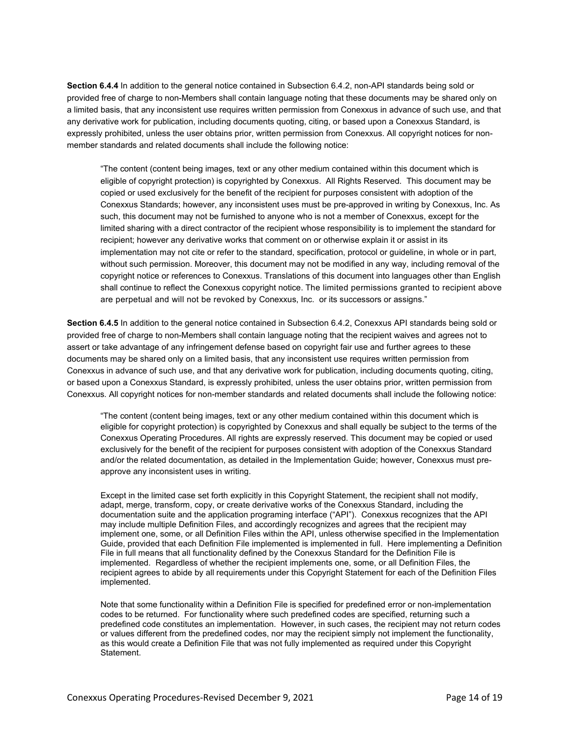**Section 6.4.4** In addition to the general notice contained in Subsection 6.4.2, non-API standards being sold or provided free of charge to non-Members shall contain language noting that these documents may be shared only on a limited basis, that any inconsistent use requires written permission from Conexxus in advance of such use, and that any derivative work for publication, including documents quoting, citing, or based upon a Conexxus Standard, is expressly prohibited, unless the user obtains prior, written permission from Conexxus. All copyright notices for non-member standards and related documents shall include the following notice:

> "The content (content being images, text or any other medium contained within this document which is eligible of copyright protection) is copyrighted by Conexxus. All Rights Reserved. This document may be copied or used exclusively for the benefit of the recipient for purposes consistent with adoption of the Conexxus Standards; however, any inconsistent uses must be pre-approved in writing by Conexxus, Inc. As such, this document may not be furnished to anyone who is not a member of Conexxus, except for the limited sharing with a direct contractor of the recipient whose responsibility is to implement the standard for recipient; however any derivative works that comment on or otherwise explain it or assist in its implementation may not cite or refer to the standard, specification, protocol or guideline, in whole or in part, without such permission. Moreover, this document may not be modified in any way, including removal of the copyright notice or references to Conexxus. Translations of this document into languages other than English shall continue to reflect the Conexxus copyright notice. The limited permissions granted to recipient above are perpetual and will not be revoked by Conexxus, Inc. or its successors or assigns."

**Section 6.4.5** In addition to the general notice contained in Subsection 6.4.2, Conexxus API standards being sold or provided free of charge to non-Members shall contain language noting that the recipient waives and agrees not to assert or take advantage of any infringement defense based on copyright fair use and further agrees to these documents may be shared only on a limited basis, that any inconsistent use requires written permission from Conexxus in advance of such use, and that any derivative work for publication, including documents quoting, citing, or based upon a Conexxus Standard, is expressly prohibited, unless the user obtains prior, written permission from Conexxus. All copyright notices for non-member standards and related documents shall include the following notice:

> "The content (content being images, text or any other medium contained within this document which is eligible for copyright protection) is copyrighted by Conexxus and shall equally be subject to the terms of the Conexxus Operating Procedures. All rights are expressly reserved. This document may be copied or used exclusively for the benefit of the recipient for purposes consistent with adoption of the Conexxus Standard and/or the related documentation, as detailed in the Implementation Guide; however, Conexxus must pre-approve any inconsistent uses in writing.
>
> Except in the limited case set forth explicitly in this Copyright Statement, the recipient shall not modify, adapt, merge, transform, copy, or create derivative works of the Conexxus Standard, including the documentation suite and the application programing interface ("API"). Conexxus recognizes that the API may include multiple Definition Files, and accordingly recognizes and agrees that the recipient may implement one, some, or all Definition Files within the API, unless otherwise specified in the Implementation Guide, provided that each Definition File implemented is implemented in full. Here implementing a Definition File in full means that all functionality defined by the Conexxus Standard for the Definition File is implemented. Regardless of whether the recipient implements one, some, or all Definition Files, the recipient agrees to abide by all requirements under this Copyright Statement for each of the Definition Files implemented.
>
> Note that some functionality within a Definition File is specified for predefined error or non-implementation codes to be returned. For functionality where such predefined codes are specified, returning such a predefined code constitutes an implementation. However, in such cases, the recipient may not return codes or values different from the predefined codes, nor may the recipient simply not implement the functionality, as this would create a Definition File that was not fully implemented as required under this Copyright Statement.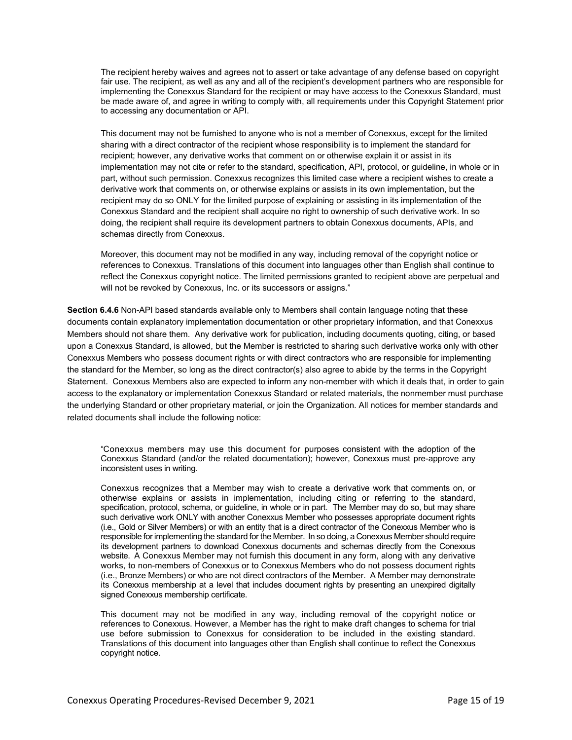> The recipient hereby waives and agrees not to assert or take advantage of any defense based on copyright fair use. The recipient, as well as any and all of the recipient's development partners who are responsible for implementing the Conexxus Standard for the recipient or may have access to the Conexxus Standard, must be made aware of, and agree in writing to comply with, all requirements under this Copyright Statement prior to accessing any documentation or API.
>
> This document may not be furnished to anyone who is not a member of Conexxus, except for the limited sharing with a direct contractor of the recipient whose responsibility is to implement the standard for recipient; however, any derivative works that comment on or otherwise explain it or assist in its implementation may not cite or refer to the standard, specification, API, protocol, or guideline, in whole or in part, without such permission. Conexxus recognizes this limited case where a recipient wishes to create a derivative work that comments on, or otherwise explains or assists in its own implementation, but the recipient may do so ONLY for the limited purpose of explaining or assisting in its implementation of the Conexxus Standard and the recipient shall acquire no right to ownership of such derivative work. In so doing, the recipient shall require its development partners to obtain Conexxus documents, APIs, and schemas directly from Conexxus.
>
> Moreover, this document may not be modified in any way, including removal of the copyright notice or references to Conexxus. Translations of this document into languages other than English shall continue to reflect the Conexxus copyright notice. The limited permissions granted to recipient above are perpetual and will not be revoked by Conexxus, Inc. or its successors or assigns."

**Section 6.4.6** Non-API based standards available only to Members shall contain language noting that these documents contain explanatory implementation documentation or other proprietary information, and that Conexxus Members should not share them. Any derivative work for publication, including documents quoting, citing, or based upon a Conexxus Standard, is allowed, but the Member is restricted to sharing such derivative works only with other Conexxus Members who possess document rights or with direct contractors who are responsible for implementing the standard for the Member, so long as the direct contractor(s) also agree to abide by the terms in the Copyright Statement. Conexxus Members also are expected to inform any non-member with which it deals that, in order to gain access to the explanatory or implementation Conexxus Standard or related materials, the nonmember must purchase the underlying Standard or other proprietary material, or join the Organization. All notices for member standards and related documents shall include the following notice:

> "Conexxus members may use this document for purposes consistent with the adoption of the Conexxus Standard (and/or the related documentation); however, Conexxus must pre-approve any inconsistent uses in writing.
>
> Conexxus recognizes that a Member may wish to create a derivative work that comments on, or otherwise explains or assists in implementation, including citing or referring to the standard, specification, protocol, schema, or guideline, in whole or in part. The Member may do so, but may share such derivative work ONLY with another Conexxus Member who possesses appropriate document rights (i.e., Gold or Silver Members) or with an entity that is a direct contractor of the Conexxus Member who is responsible for implementing the standard for the Member. In so doing, a Conexxus Member should require its development partners to download Conexxus documents and schemas directly from the Conexxus website. A Conexxus Member may not furnish this document in any form, along with any derivative works, to non-members of Conexxus or to Conexxus Members who do not possess document rights (i.e., Bronze Members) or who are not direct contractors of the Member. A Member may demonstrate its Conexxus membership at a level that includes document rights by presenting an unexpired digitally signed Conexxus membership certificate.
>
> This document may not be modified in any way, including removal of the copyright notice or references to Conexxus. However, a Member has the right to make draft changes to schema for trial use before submission to Conexxus for consideration to be included in the existing standard. Translations of this document into languages other than English shall continue to reflect the Conexxus copyright notice.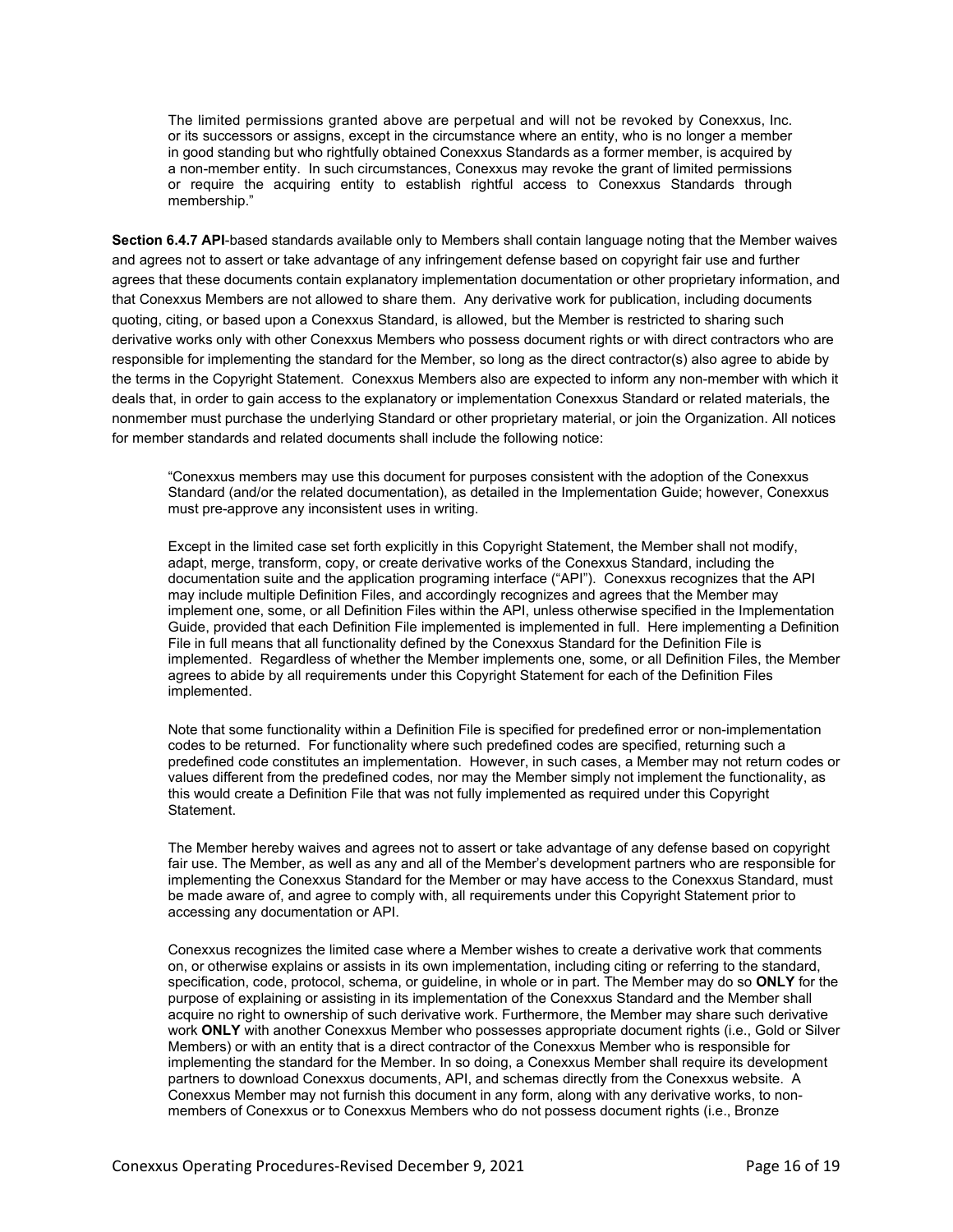> The limited permissions granted above are perpetual and will not be revoked by Conexxus, Inc. or its successors or assigns, except in the circumstance where an entity, who is no longer a member in good standing but who rightfully obtained Conexxus Standards as a former member, is acquired by a non-member entity. In such circumstances, Conexxus may revoke the grant of limited permissions or require the acquiring entity to establish rightful access to Conexxus Standards through membership."

**Section 6.4.7 API**-based standards available only to Members shall contain language noting that the Member waives and agrees not to assert or take advantage of any infringement defense based on copyright fair use and further agrees that these documents contain explanatory implementation documentation or other proprietary information, and that Conexxus Members are not allowed to share them. Any derivative work for publication, including documents quoting, citing, or based upon a Conexxus Standard, is allowed, but the Member is restricted to sharing such derivative works only with other Conexxus Members who possess document rights or with direct contractors who are responsible for implementing the standard for the Member, so long as the direct contractor(s) also agree to abide by the terms in the Copyright Statement. Conexxus Members also are expected to inform any non-member with which it deals that, in order to gain access to the explanatory or implementation Conexxus Standard or related materials, the nonmember must purchase the underlying Standard or other proprietary material, or join the Organization. All notices for member standards and related documents shall include the following notice:

> "Conexxus members may use this document for purposes consistent with the adoption of the Conexxus Standard (and/or the related documentation), as detailed in the Implementation Guide; however, Conexxus must pre-approve any inconsistent uses in writing.
>
> Except in the limited case set forth explicitly in this Copyright Statement, the Member shall not modify, adapt, merge, transform, copy, or create derivative works of the Conexxus Standard, including the documentation suite and the application programing interface ("API"). Conexxus recognizes that the API may include multiple Definition Files, and accordingly recognizes and agrees that the Member may implement one, some, or all Definition Files within the API, unless otherwise specified in the Implementation Guide, provided that each Definition File implemented is implemented in full. Here implementing a Definition File in full means that all functionality defined by the Conexxus Standard for the Definition File is implemented. Regardless of whether the Member implements one, some, or all Definition Files, the Member agrees to abide by all requirements under this Copyright Statement for each of the Definition Files implemented.
>
> Note that some functionality within a Definition File is specified for predefined error or non-implementation codes to be returned. For functionality where such predefined codes are specified, returning such a predefined code constitutes an implementation. However, in such cases, a Member may not return codes or values different from the predefined codes, nor may the Member simply not implement the functionality, as this would create a Definition File that was not fully implemented as required under this Copyright Statement.
>
> The Member hereby waives and agrees not to assert or take advantage of any defense based on copyright fair use. The Member, as well as any and all of the Member's development partners who are responsible for implementing the Conexxus Standard for the Member or may have access to the Conexxus Standard, must be made aware of, and agree to comply with, all requirements under this Copyright Statement prior to accessing any documentation or API.
>
> Conexxus recognizes the limited case where a Member wishes to create a derivative work that comments on, or otherwise explains or assists in its own implementation, including citing or referring to the standard, specification, code, protocol, schema, or guideline, in whole or in part. The Member may do so **ONLY** for the purpose of explaining or assisting in its implementation of the Conexxus Standard and the Member shall acquire no right to ownership of such derivative work. Furthermore, the Member may share such derivative work **ONLY** with another Conexxus Member who possesses appropriate document rights (i.e., Gold or Silver Members) or with an entity that is a direct contractor of the Conexxus Member who is responsible for implementing the standard for the Member. In so doing, a Conexxus Member shall require its development partners to download Conexxus documents, API, and schemas directly from the Conexxus website. A Conexxus Member may not furnish this document in any form, along with any derivative works, to non-members of Conexxus or to Conexxus Members who do not possess document rights (i.e., Bronze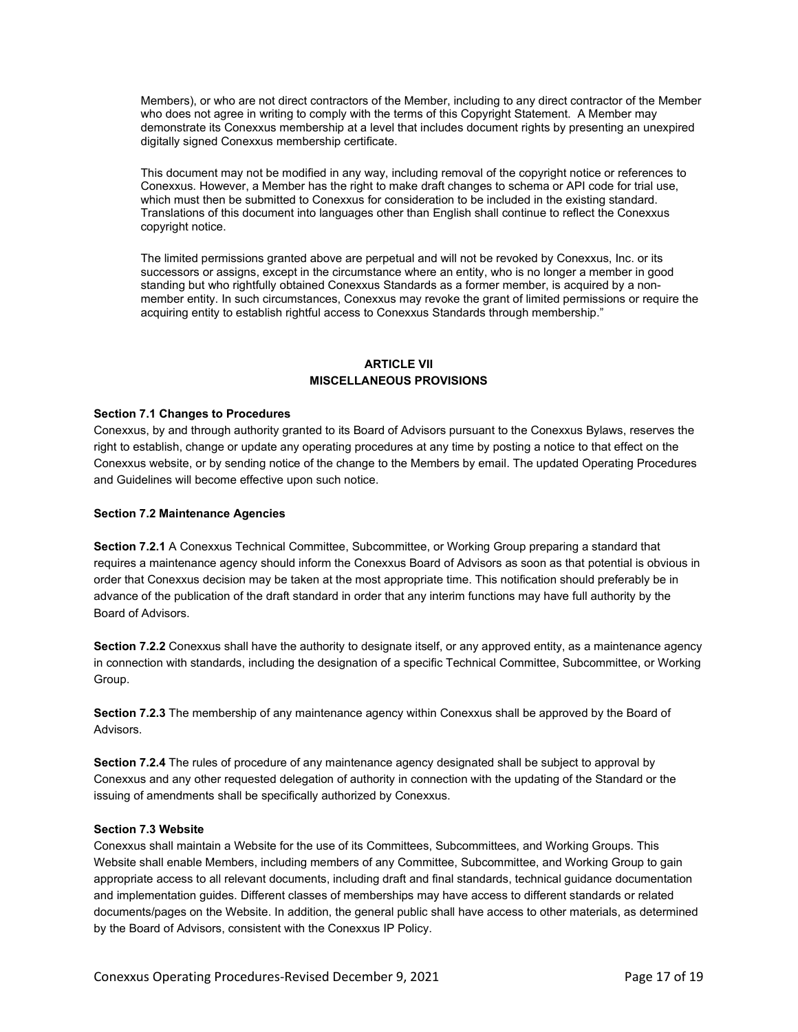Members), or who are not direct contractors of the Member, including to any direct contractor of the Member who does not agree in writing to comply with the terms of this Copyright Statement. A Member may demonstrate its Conexxus membership at a level that includes document rights by presenting an unexpired digitally signed Conexxus membership certificate.

This document may not be modified in any way, including removal of the copyright notice or references to Conexxus. However, a Member has the right to make draft changes to schema or API code for trial use, which must then be submitted to Conexxus for consideration to be included in the existing standard. Translations of this document into languages other than English shall continue to reflect the Conexxus copyright notice.

The limited permissions granted above are perpetual and will not be revoked by Conexxus, Inc. or its successors or assigns, except in the circumstance where an entity, who is no longer a member in good standing but who rightfully obtained Conexxus Standards as a former member, is acquired by a non-member entity. In such circumstances, Conexxus may revoke the grant of limited permissions or require the acquiring entity to establish rightful access to Conexxus Standards through membership."

## ARTICLE VII
## MISCELLANEOUS PROVISIONS

**Section 7.1 Changes to Procedures**

Conexxus, by and through authority granted to its Board of Advisors pursuant to the Conexxus Bylaws, reserves the right to establish, change or update any operating procedures at any time by posting a notice to that effect on the Conexxus website, or by sending notice of the change to the Members by email. The updated Operating Procedures and Guidelines will become effective upon such notice.

**Section 7.2 Maintenance Agencies**

**Section 7.2.1** A Conexxus Technical Committee, Subcommittee, or Working Group preparing a standard that requires a maintenance agency should inform the Conexxus Board of Advisors as soon as that potential is obvious in order that Conexxus decision may be taken at the most appropriate time. This notification should preferably be in advance of the publication of the draft standard in order that any interim functions may have full authority by the Board of Advisors.

**Section 7.2.2** Conexxus shall have the authority to designate itself, or any approved entity, as a maintenance agency in connection with standards, including the designation of a specific Technical Committee, Subcommittee, or Working Group.

**Section 7.2.3** The membership of any maintenance agency within Conexxus shall be approved by the Board of Advisors.

**Section 7.2.4** The rules of procedure of any maintenance agency designated shall be subject to approval by Conexxus and any other requested delegation of authority in connection with the updating of the Standard or the issuing of amendments shall be specifically authorized by Conexxus.

**Section 7.3 Website**

Conexxus shall maintain a Website for the use of its Committees, Subcommittees, and Working Groups. This Website shall enable Members, including members of any Committee, Subcommittee, and Working Group to gain appropriate access to all relevant documents, including draft and final standards, technical guidance documentation and implementation guides. Different classes of memberships may have access to different standards or related documents/pages on the Website. In addition, the general public shall have access to other materials, as determined by the Board of Advisors, consistent with the Conexxus IP Policy.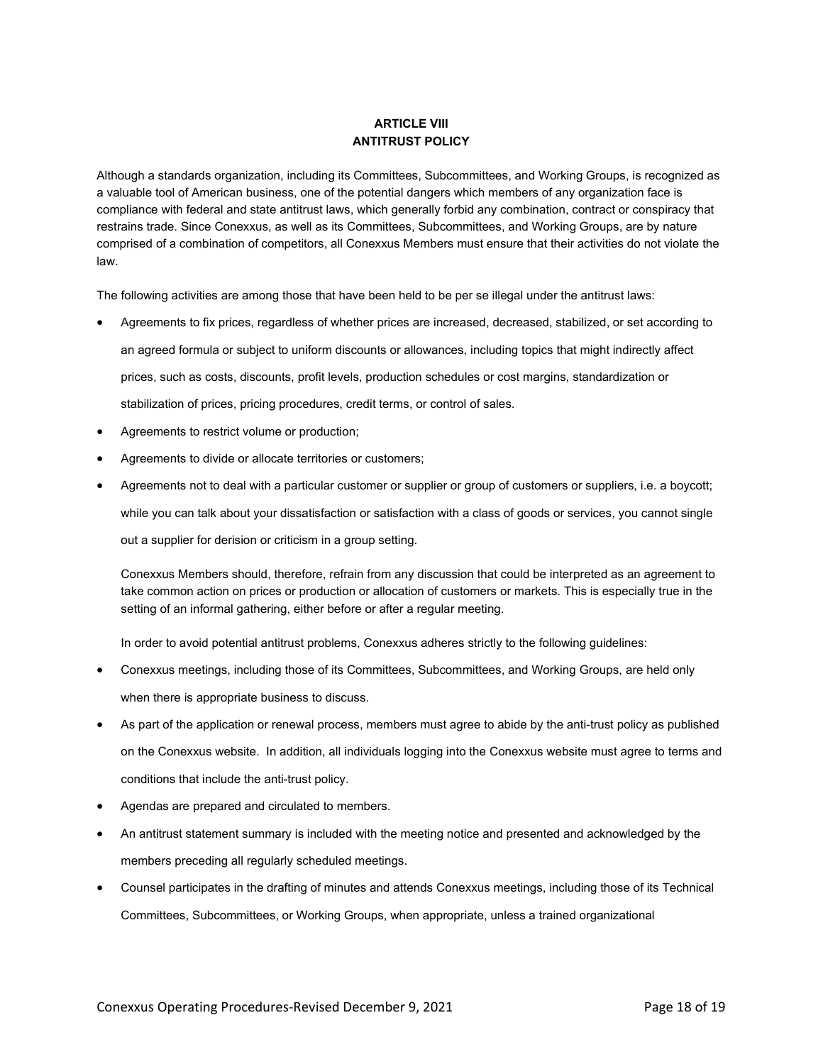## ARTICLE VIII
## ANTITRUST POLICY

Although a standards organization, including its Committees, Subcommittees, and Working Groups, is recognized as a valuable tool of American business, one of the potential dangers which members of any organization face is compliance with federal and state antitrust laws, which generally forbid any combination, contract or conspiracy that restrains trade. Since Conexxus, as well as its Committees, Subcommittees, and Working Groups, are by nature comprised of a combination of competitors, all Conexxus Members must ensure that their activities do not violate the law.

The following activities are among those that have been held to be per se illegal under the antitrust laws:

- Agreements to fix prices, regardless of whether prices are increased, decreased, stabilized, or set according to an agreed formula or subject to uniform discounts or allowances, including topics that might indirectly affect prices, such as costs, discounts, profit levels, production schedules or cost margins, standardization or stabilization of prices, pricing procedures, credit terms, or control of sales.
- Agreements to restrict volume or production;
- Agreements to divide or allocate territories or customers;
- Agreements not to deal with a particular customer or supplier or group of customers or suppliers, i.e. a boycott; while you can talk about your dissatisfaction or satisfaction with a class of goods or services, you cannot single out a supplier for derision or criticism in a group setting.

Conexxus Members should, therefore, refrain from any discussion that could be interpreted as an agreement to take common action on prices or production or allocation of customers or markets. This is especially true in the setting of an informal gathering, either before or after a regular meeting.

In order to avoid potential antitrust problems, Conexxus adheres strictly to the following guidelines:

- Conexxus meetings, including those of its Committees, Subcommittees, and Working Groups, are held only when there is appropriate business to discuss.
- As part of the application or renewal process, members must agree to abide by the anti-trust policy as published on the Conexxus website. In addition, all individuals logging into the Conexxus website must agree to terms and conditions that include the anti-trust policy.
- Agendas are prepared and circulated to members.
- An antitrust statement summary is included with the meeting notice and presented and acknowledged by the members preceding all regularly scheduled meetings.
- Counsel participates in the drafting of minutes and attends Conexxus meetings, including those of its Technical Committees, Subcommittees, or Working Groups, when appropriate, unless a trained organizational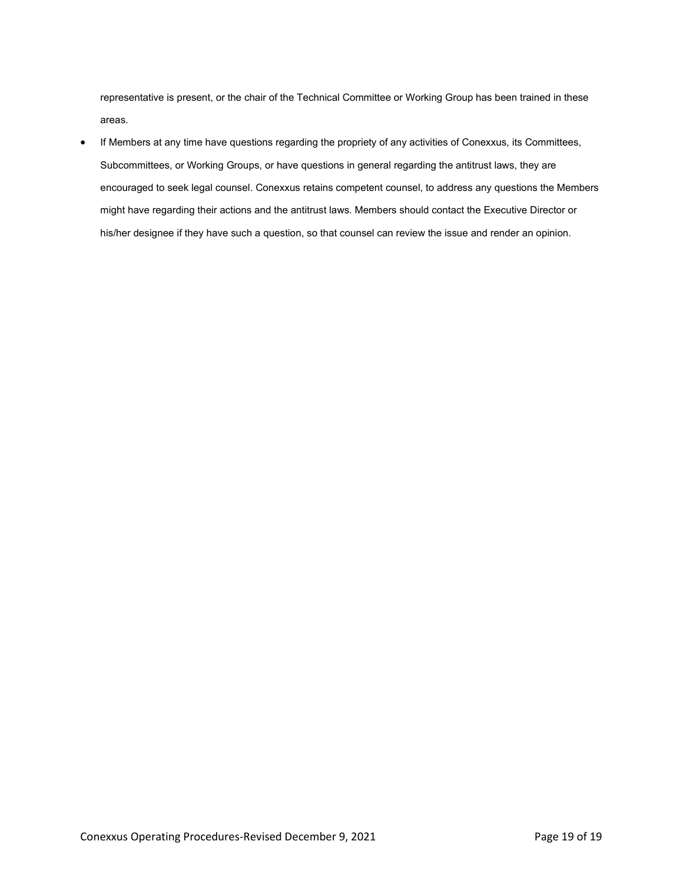representative is present, or the chair of the Technical Committee or Working Group has been trained in these areas.

- If Members at any time have questions regarding the propriety of any activities of Conexxus, its Committees, Subcommittees, or Working Groups, or have questions in general regarding the antitrust laws, they are encouraged to seek legal counsel. Conexxus retains competent counsel, to address any questions the Members might have regarding their actions and the antitrust laws. Members should contact the Executive Director or his/her designee if they have such a question, so that counsel can review the issue and render an opinion.